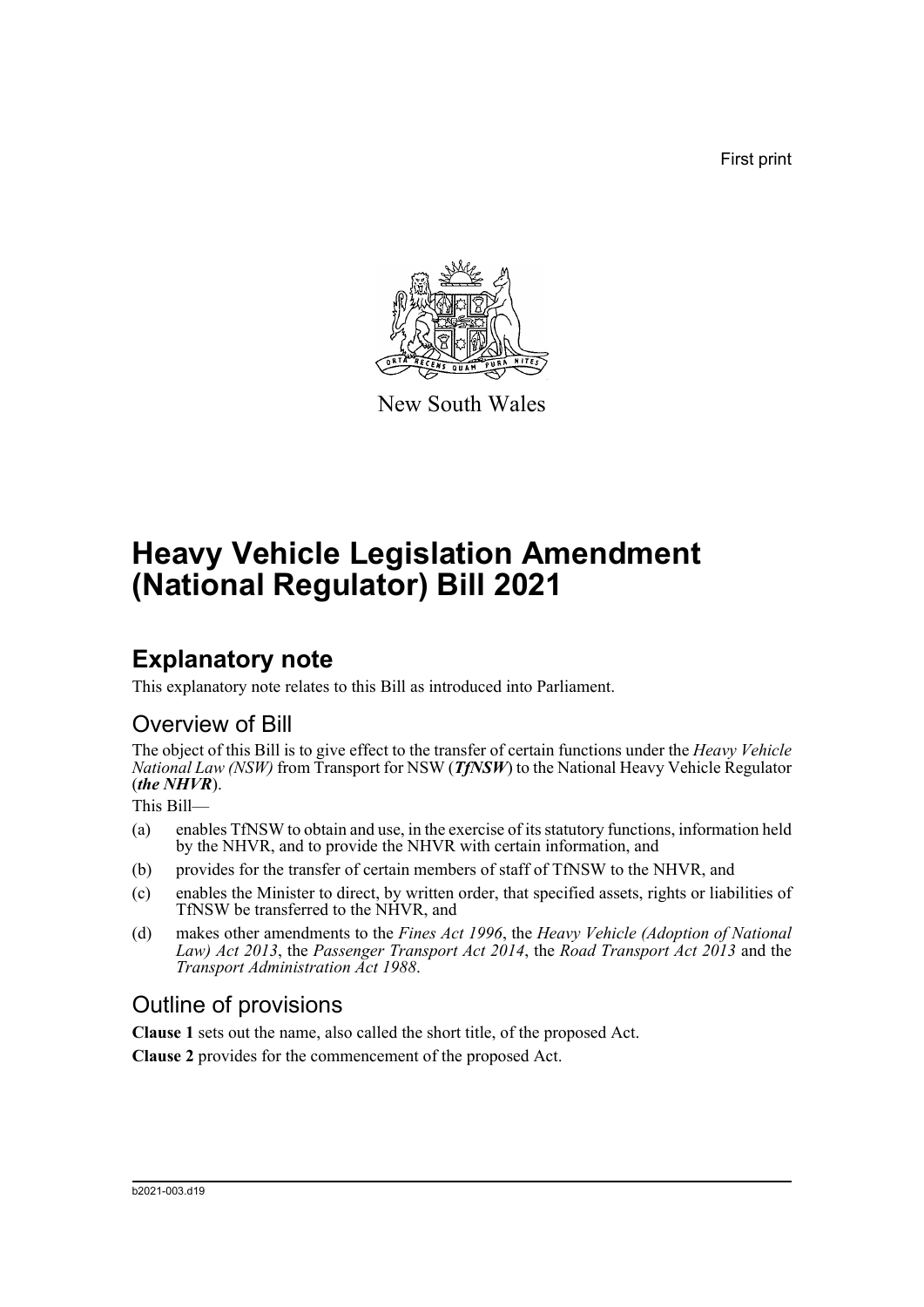First print

New South Wales

# Heavy Vehicle Legislation Amendment (National Regulator) Bill 2021

## Explanatory note

This explanatory note relates to this Bill as introduced into Parliament.

### Overview of Bill

The object of this Bill is to give effect to the transfer of certain functions under the *Heavy Vehicle National Law (NSW)* from Transport for NSW (***TfNSW***) to the National Heavy Vehicle Regulator (***the NHVR***).

This Bill—

(a) enables TfNSW to obtain and use, in the exercise of its statutory functions, information held by the NHVR, and to provide the NHVR with certain information, and

(b) provides for the transfer of certain members of staff of TfNSW to the NHVR, and

(c) enables the Minister to direct, by written order, that specified assets, rights or liabilities of TfNSW be transferred to the NHVR, and

(d) makes other amendments to the *Fines Act 1996*, the *Heavy Vehicle (Adoption of National Law) Act 2013*, the *Passenger Transport Act 2014*, the *Road Transport Act 2013* and the *Transport Administration Act 1988*.

### Outline of provisions

**Clause 1** sets out the name, also called the short title, of the proposed Act.

**Clause 2** provides for the commencement of the proposed Act.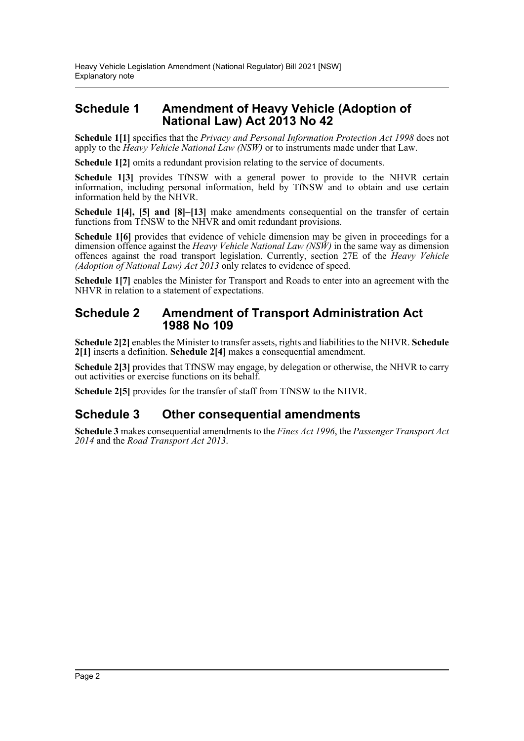## Schedule 1 Amendment of Heavy Vehicle (Adoption of National Law) Act 2013 No 42

**Schedule 1[1]** specifies that the *Privacy and Personal Information Protection Act 1998* does not apply to the *Heavy Vehicle National Law (NSW)* or to instruments made under that Law.

**Schedule 1[2]** omits a redundant provision relating to the service of documents.

**Schedule 1[3]** provides TfNSW with a general power to provide to the NHVR certain information, including personal information, held by TfNSW and to obtain and use certain information held by the NHVR.

**Schedule 1[4], [5] and [8]–[13]** make amendments consequential on the transfer of certain functions from TfNSW to the NHVR and omit redundant provisions.

**Schedule 1[6]** provides that evidence of vehicle dimension may be given in proceedings for a dimension offence against the *Heavy Vehicle National Law (NSW)* in the same way as dimension offences against the road transport legislation. Currently, section 27E of the *Heavy Vehicle (Adoption of National Law) Act 2013* only relates to evidence of speed.

**Schedule 1[7]** enables the Minister for Transport and Roads to enter into an agreement with the NHVR in relation to a statement of expectations.

## Schedule 2 Amendment of Transport Administration Act 1988 No 109

**Schedule 2[2]** enables the Minister to transfer assets, rights and liabilities to the NHVR. **Schedule 2[1]** inserts a definition. **Schedule 2[4]** makes a consequential amendment.

**Schedule 2[3]** provides that TfNSW may engage, by delegation or otherwise, the NHVR to carry out activities or exercise functions on its behalf.

**Schedule 2[5]** provides for the transfer of staff from TfNSW to the NHVR.

## Schedule 3 Other consequential amendments

**Schedule 3** makes consequential amendments to the *Fines Act 1996*, the *Passenger Transport Act 2014* and the *Road Transport Act 2013*.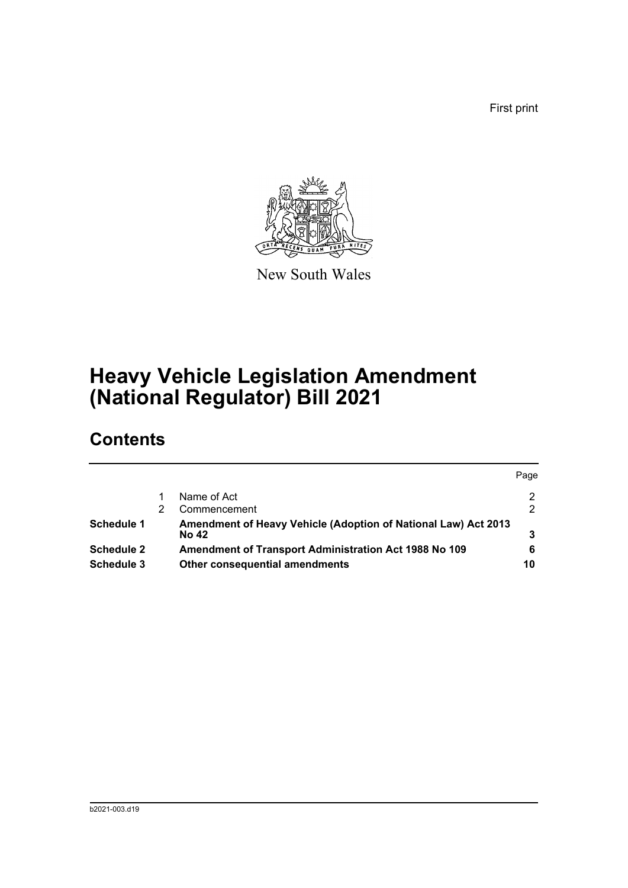First print

New South Wales

# Heavy Vehicle Legislation Amendment (National Regulator) Bill 2021

## Contents

| | | | Page |
|---|---|---|---|
| | 1 | Name of Act | 2 |
| | 2 | Commencement | 2 |
| **Schedule 1** | | **Amendment of Heavy Vehicle (Adoption of National Law) Act 2013 No 42** | **3** |
| **Schedule 2** | | **Amendment of Transport Administration Act 1988 No 109** | **6** |
| **Schedule 3** | | **Other consequential amendments** | **10** |

b2021-003.d19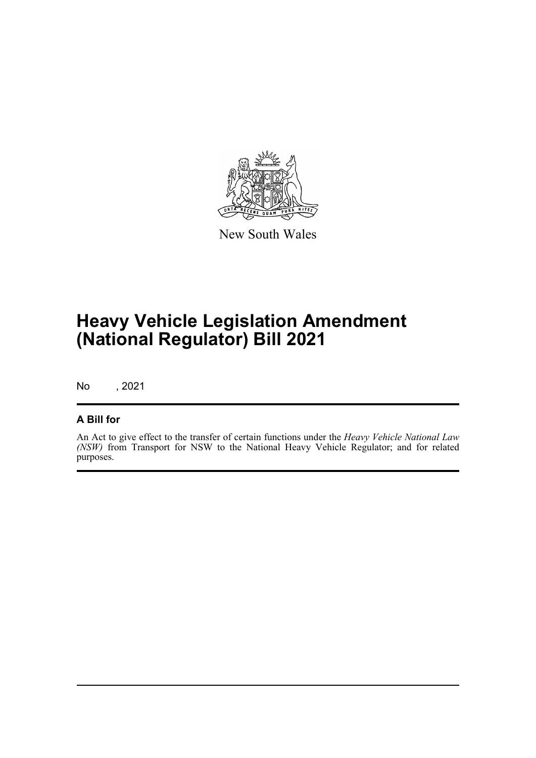New South Wales

# Heavy Vehicle Legislation Amendment (National Regulator) Bill 2021

No , 2021

## A Bill for

An Act to give effect to the transfer of certain functions under the *Heavy Vehicle National Law (NSW)* from Transport for NSW to the National Heavy Vehicle Regulator; and for related purposes.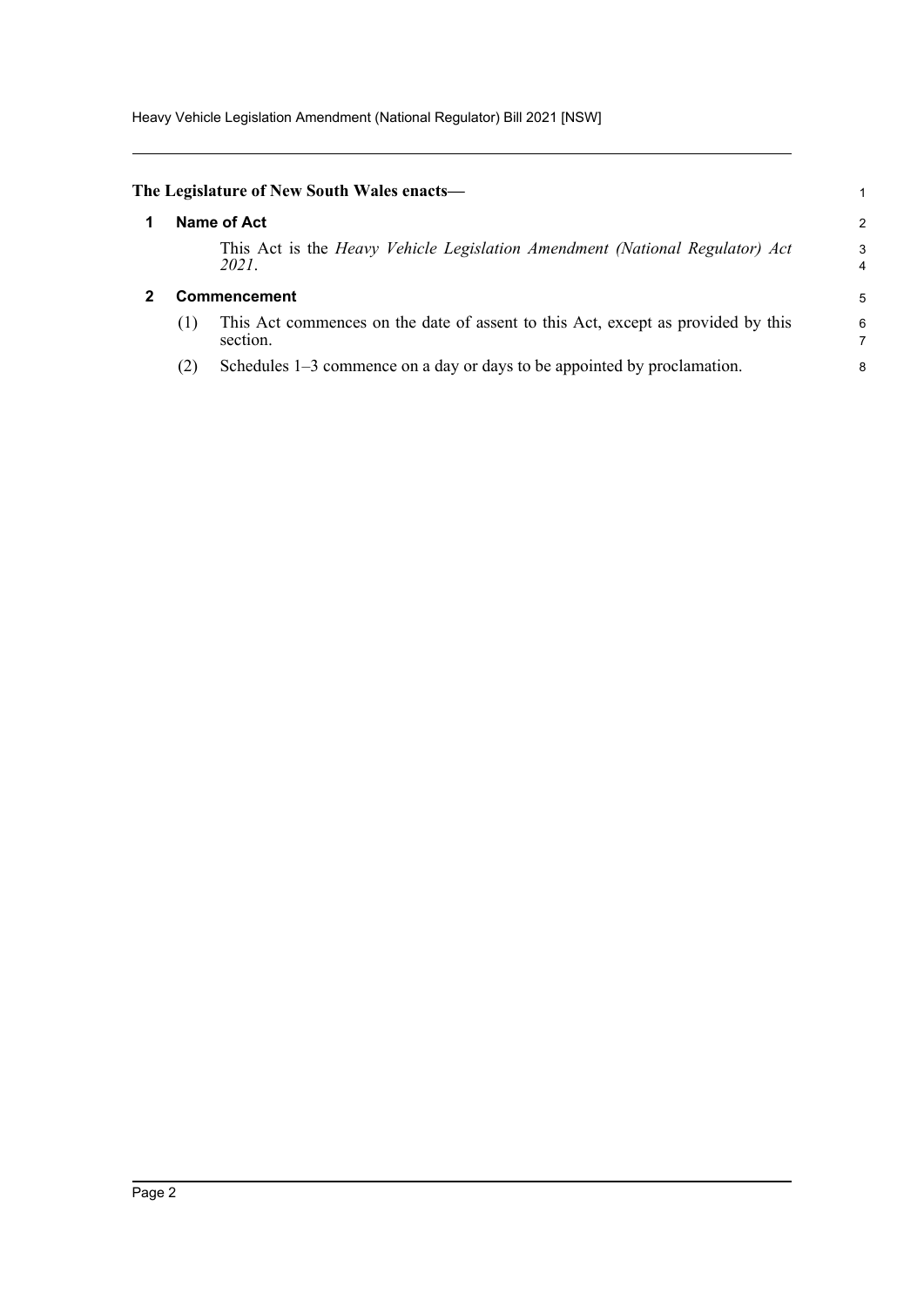**The Legislature of New South Wales enacts—**

## 1 Name of Act

This Act is the *Heavy Vehicle Legislation Amendment (National Regulator) Act 2021*.

## 2 Commencement

(1) This Act commences on the date of assent to this Act, except as provided by this section.

(2) Schedules 1–3 commence on a day or days to be appointed by proclamation.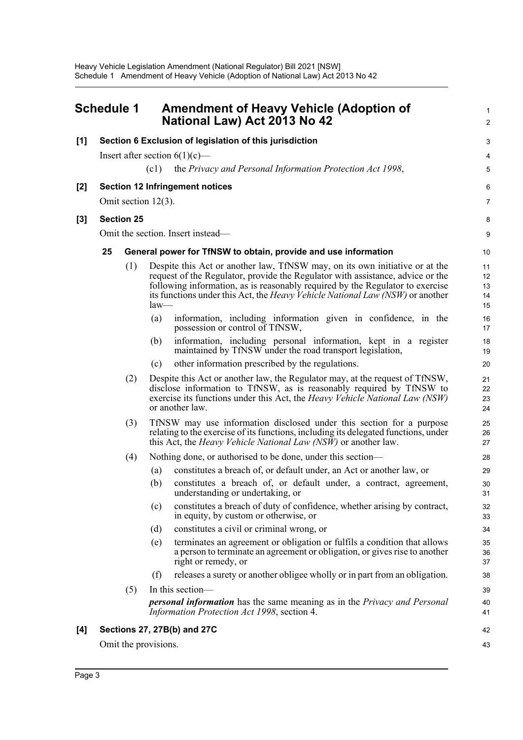# Schedule 1 Amendment of Heavy Vehicle (Adoption of National Law) Act 2013 No 42

**[1] Section 6 Exclusion of legislation of this jurisdiction**

Insert after section 6(1)(c)—

(c1) the *Privacy and Personal Information Protection Act 1998*,

**[2] Section 12 Infringement notices**

Omit section 12(3).

**[3] Section 25**

Omit the section. Insert instead—

**25 General power for TfNSW to obtain, provide and use information**

(1) Despite this Act or another law, TfNSW may, on its own initiative or at the request of the Regulator, provide the Regulator with assistance, advice or the following information, as is reasonably required by the Regulator to exercise its functions under this Act, the *Heavy Vehicle National Law (NSW)* or another law—

(a) information, including information given in confidence, in the possession or control of TfNSW,

(b) information, including personal information, kept in a register maintained by TfNSW under the road transport legislation,

(c) other information prescribed by the regulations.

(2) Despite this Act or another law, the Regulator may, at the request of TfNSW, disclose information to TfNSW, as is reasonably required by TfNSW to exercise its functions under this Act, the *Heavy Vehicle National Law (NSW)* or another law.

(3) TfNSW may use information disclosed under this section for a purpose relating to the exercise of its functions, including its delegated functions, under this Act, the *Heavy Vehicle National Law (NSW)* or another law.

(4) Nothing done, or authorised to be done, under this section—

(a) constitutes a breach of, or default under, an Act or another law, or

(b) constitutes a breach of, or default under, a contract, agreement, understanding or undertaking, or

(c) constitutes a breach of duty of confidence, whether arising by contract, in equity, by custom or otherwise, or

(d) constitutes a civil or criminal wrong, or

(e) terminates an agreement or obligation or fulfils a condition that allows a person to terminate an agreement or obligation, or gives rise to another right or remedy, or

(f) releases a surety or another obligee wholly or in part from an obligation.

(5) In this section—

***personal information*** has the same meaning as in the *Privacy and Personal Information Protection Act 1998*, section 4.

**[4] Sections 27, 27B(b) and 27C**

Omit the provisions.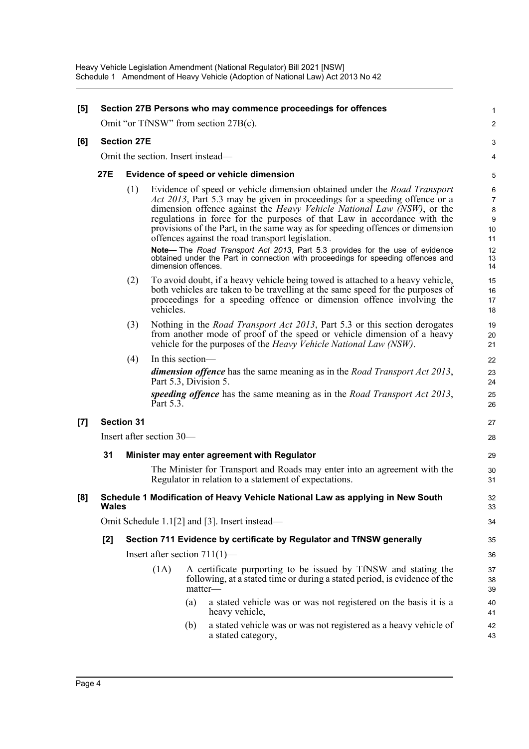**[5] Section 27B Persons who may commence proceedings for offences**

Omit "or TfNSW" from section 27B(c).

**[6] Section 27E**

Omit the section. Insert instead—

**27E Evidence of speed or vehicle dimension**

(1) Evidence of speed or vehicle dimension obtained under the *Road Transport Act 2013*, Part 5.3 may be given in proceedings for a speeding offence or a dimension offence against the *Heavy Vehicle National Law (NSW)*, or the regulations in force for the purposes of that Law in accordance with the provisions of the Part, in the same way as for speeding offences or dimension offences against the road transport legislation.

**Note—** The *Road Transport Act 2013*, Part 5.3 provides for the use of evidence obtained under the Part in connection with proceedings for speeding offences and dimension offences.

(2) To avoid doubt, if a heavy vehicle being towed is attached to a heavy vehicle, both vehicles are taken to be travelling at the same speed for the purposes of proceedings for a speeding offence or dimension offence involving the vehicles.

(3) Nothing in the *Road Transport Act 2013*, Part 5.3 or this section derogates from another mode of proof of the speed or vehicle dimension of a heavy vehicle for the purposes of the *Heavy Vehicle National Law (NSW)*.

(4) In this section—

***dimension offence*** has the same meaning as in the *Road Transport Act 2013*, Part 5.3, Division 5.

***speeding offence*** has the same meaning as in the *Road Transport Act 2013*, Part 5.3.

**[7] Section 31**

Insert after section 30—

**31 Minister may enter agreement with Regulator**

The Minister for Transport and Roads may enter into an agreement with the Regulator in relation to a statement of expectations.

**[8] Schedule 1 Modification of Heavy Vehicle National Law as applying in New South Wales**

Omit Schedule 1.1[2] and [3]. Insert instead—

**[2] Section 711 Evidence by certificate by Regulator and TfNSW generally**

Insert after section 711(1)—

(1A) A certificate purporting to be issued by TfNSW and stating the following, at a stated time or during a stated period, is evidence of the matter—

(a) a stated vehicle was or was not registered on the basis it is a heavy vehicle,

(b) a stated vehicle was or was not registered as a heavy vehicle of a stated category,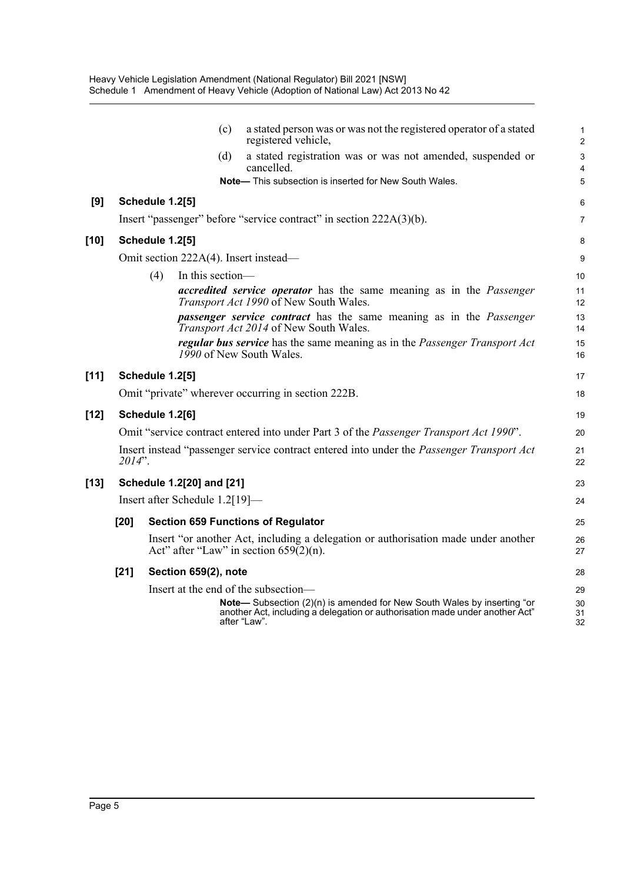(c) a stated person was or was not the registered operator of a stated registered vehicle,

(d) a stated registration was or was not amended, suspended or cancelled.

**Note—** This subsection is inserted for New South Wales.

**[9] Schedule 1.2[5]**

Insert "passenger" before "service contract" in section 222A(3)(b).

**[10] Schedule 1.2[5]**

Omit section 222A(4). Insert instead—

(4) In this section—

***accredited service operator*** has the same meaning as in the *Passenger Transport Act 1990* of New South Wales.

***passenger service contract*** has the same meaning as in the *Passenger Transport Act 2014* of New South Wales.

***regular bus service*** has the same meaning as in the *Passenger Transport Act 1990* of New South Wales.

**[11] Schedule 1.2[5]**

Omit "private" wherever occurring in section 222B.

**[12] Schedule 1.2[6]**

Omit "service contract entered into under Part 3 of the *Passenger Transport Act 1990*".

Insert instead "passenger service contract entered into under the *Passenger Transport Act 2014*".

**[13] Schedule 1.2[20] and [21]**

Insert after Schedule 1.2[19]—

**[20] Section 659 Functions of Regulator**

Insert "or another Act, including a delegation or authorisation made under another Act" after "Law" in section 659(2)(n).

**[21] Section 659(2), note**

Insert at the end of the subsection—

**Note—** Subsection (2)(n) is amended for New South Wales by inserting "or another Act, including a delegation or authorisation made under another Act" after "Law".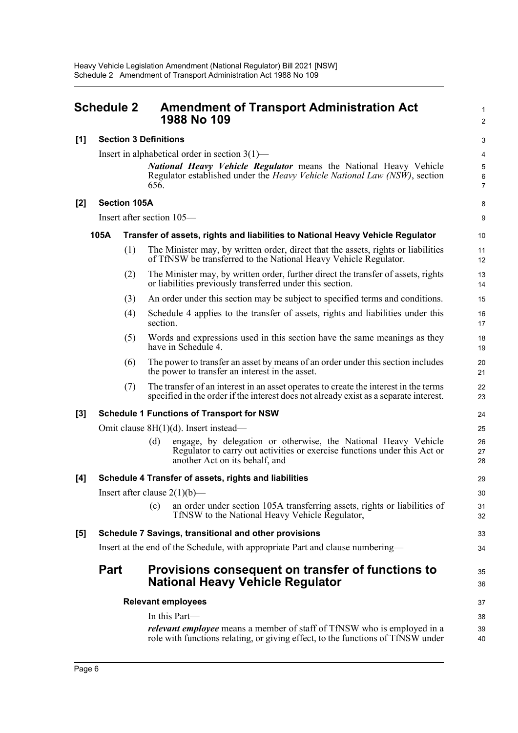## Schedule 2 Amendment of Transport Administration Act 1988 No 109

**[1] Section 3 Definitions**

Insert in alphabetical order in section 3(1)—

> ***National Heavy Vehicle Regulator*** means the National Heavy Vehicle Regulator established under the *Heavy Vehicle National Law (NSW)*, section 656.

**[2] Section 105A**

Insert after section 105—

**105A Transfer of assets, rights and liabilities to National Heavy Vehicle Regulator**

(1) The Minister may, by written order, direct that the assets, rights or liabilities of TfNSW be transferred to the National Heavy Vehicle Regulator.

(2) The Minister may, by written order, further direct the transfer of assets, rights or liabilities previously transferred under this section.

(3) An order under this section may be subject to specified terms and conditions.

(4) Schedule 4 applies to the transfer of assets, rights and liabilities under this section.

(5) Words and expressions used in this section have the same meanings as they have in Schedule 4.

(6) The power to transfer an asset by means of an order under this section includes the power to transfer an interest in the asset.

(7) The transfer of an interest in an asset operates to create the interest in the terms specified in the order if the interest does not already exist as a separate interest.

**[3] Schedule 1 Functions of Transport for NSW**

Omit clause 8H(1)(d). Insert instead—

> (d) engage, by delegation or otherwise, the National Heavy Vehicle Regulator to carry out activities or exercise functions under this Act or another Act on its behalf, and

**[4] Schedule 4 Transfer of assets, rights and liabilities**

Insert after clause 2(1)(b)—

> (c) an order under section 105A transferring assets, rights or liabilities of TfNSW to the National Heavy Vehicle Regulator,

**[5] Schedule 7 Savings, transitional and other provisions**

Insert at the end of the Schedule, with appropriate Part and clause numbering—

## Part Provisions consequent on transfer of functions to National Heavy Vehicle Regulator

**Relevant employees**

In this Part—

***relevant employee*** means a member of staff of TfNSW who is employed in a role with functions relating, or giving effect, to the functions of TfNSW under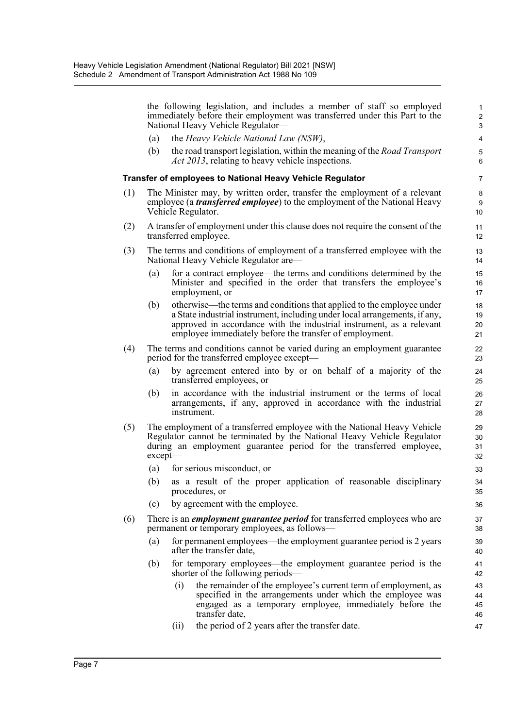the following legislation, and includes a member of staff so employed immediately before their employment was transferred under this Part to the National Heavy Vehicle Regulator—

(a) the *Heavy Vehicle National Law (NSW)*,

(b) the road transport legislation, within the meaning of the *Road Transport Act 2013*, relating to heavy vehicle inspections.

**Transfer of employees to National Heavy Vehicle Regulator**

(1) The Minister may, by written order, transfer the employment of a relevant employee (a ***transferred employee***) to the employment of the National Heavy Vehicle Regulator.

(2) A transfer of employment under this clause does not require the consent of the transferred employee.

(3) The terms and conditions of employment of a transferred employee with the National Heavy Vehicle Regulator are—

(a) for a contract employee—the terms and conditions determined by the Minister and specified in the order that transfers the employee's employment, or

(b) otherwise—the terms and conditions that applied to the employee under a State industrial instrument, including under local arrangements, if any, approved in accordance with the industrial instrument, as a relevant employee immediately before the transfer of employment.

(4) The terms and conditions cannot be varied during an employment guarantee period for the transferred employee except—

(a) by agreement entered into by or on behalf of a majority of the transferred employees, or

(b) in accordance with the industrial instrument or the terms of local arrangements, if any, approved in accordance with the industrial instrument.

(5) The employment of a transferred employee with the National Heavy Vehicle Regulator cannot be terminated by the National Heavy Vehicle Regulator during an employment guarantee period for the transferred employee, except—

(a) for serious misconduct, or

(b) as a result of the proper application of reasonable disciplinary procedures, or

(c) by agreement with the employee.

(6) There is an ***employment guarantee period*** for transferred employees who are permanent or temporary employees, as follows—

(a) for permanent employees—the employment guarantee period is 2 years after the transfer date,

(b) for temporary employees—the employment guarantee period is the shorter of the following periods—

(i) the remainder of the employee's current term of employment, as specified in the arrangements under which the employee was engaged as a temporary employee, immediately before the transfer date,

(ii) the period of 2 years after the transfer date.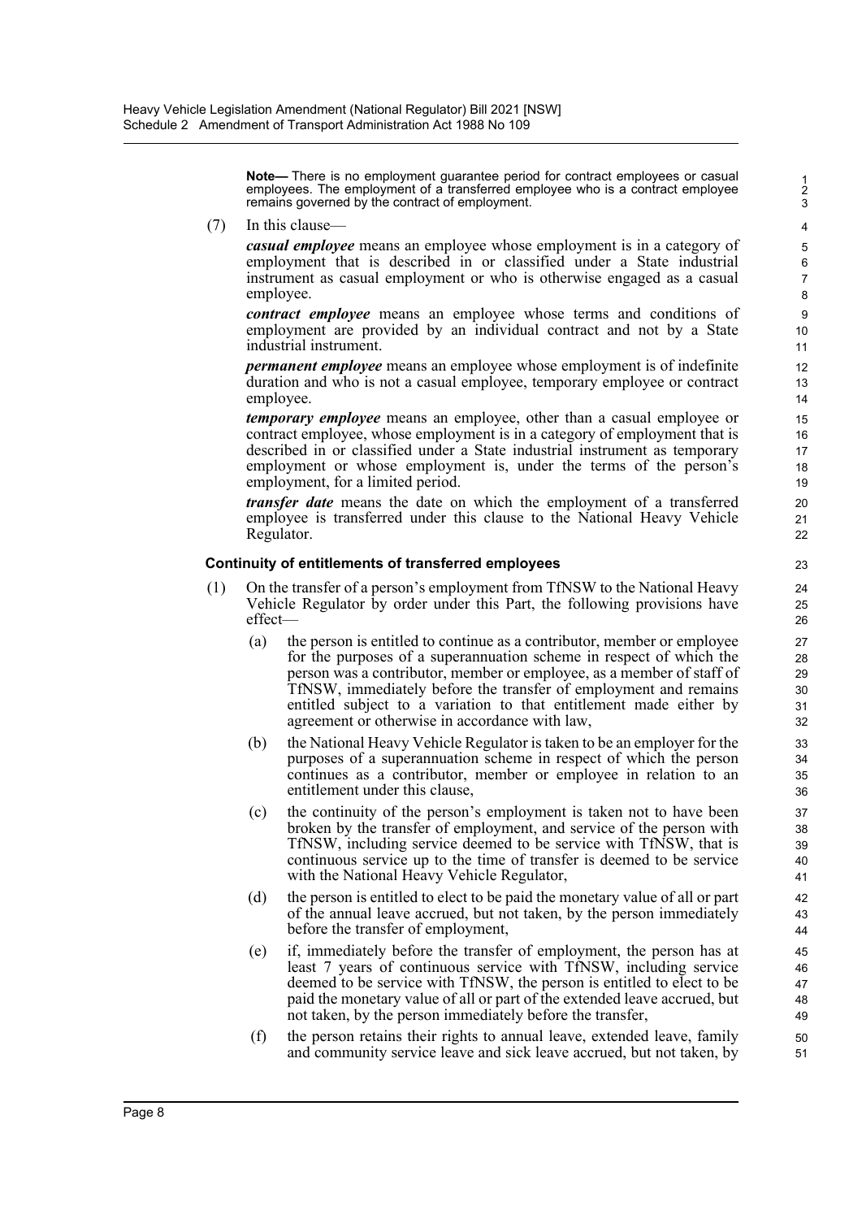**Note—** There is no employment guarantee period for contract employees or casual employees. The employment of a transferred employee who is a contract employee remains governed by the contract of employment.

(7) In this clause—

***casual employee*** means an employee whose employment is in a category of employment that is described in or classified under a State industrial instrument as casual employment or who is otherwise engaged as a casual employee.

***contract employee*** means an employee whose terms and conditions of employment are provided by an individual contract and not by a State industrial instrument.

***permanent employee*** means an employee whose employment is of indefinite duration and who is not a casual employee, temporary employee or contract employee.

***temporary employee*** means an employee, other than a casual employee or contract employee, whose employment is in a category of employment that is described in or classified under a State industrial instrument as temporary employment or whose employment is, under the terms of the person's employment, for a limited period.

***transfer date*** means the date on which the employment of a transferred employee is transferred under this clause to the National Heavy Vehicle Regulator.

**Continuity of entitlements of transferred employees**

(1) On the transfer of a person's employment from TfNSW to the National Heavy Vehicle Regulator by order under this Part, the following provisions have effect—

(a) the person is entitled to continue as a contributor, member or employee for the purposes of a superannuation scheme in respect of which the person was a contributor, member or employee, as a member of staff of TfNSW, immediately before the transfer of employment and remains entitled subject to a variation to that entitlement made either by agreement or otherwise in accordance with law,

(b) the National Heavy Vehicle Regulator is taken to be an employer for the purposes of a superannuation scheme in respect of which the person continues as a contributor, member or employee in relation to an entitlement under this clause,

(c) the continuity of the person's employment is taken not to have been broken by the transfer of employment, and service of the person with TfNSW, including service deemed to be service with TfNSW, that is continuous service up to the time of transfer is deemed to be service with the National Heavy Vehicle Regulator,

(d) the person is entitled to elect to be paid the monetary value of all or part of the annual leave accrued, but not taken, by the person immediately before the transfer of employment,

(e) if, immediately before the transfer of employment, the person has at least 7 years of continuous service with TfNSW, including service deemed to be service with TfNSW, the person is entitled to elect to be paid the monetary value of all or part of the extended leave accrued, but not taken, by the person immediately before the transfer,

(f) the person retains their rights to annual leave, extended leave, family and community service leave and sick leave accrued, but not taken, by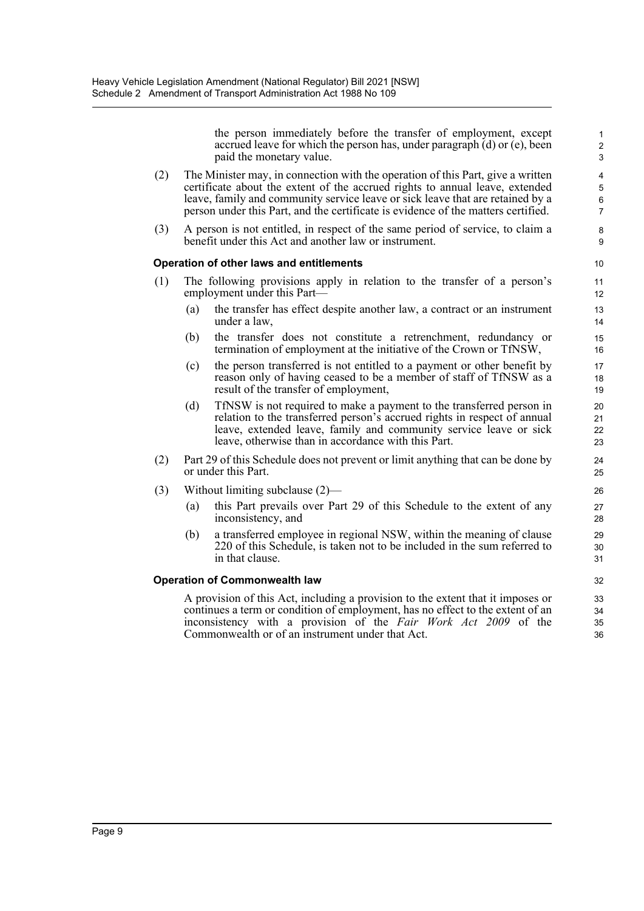the person immediately before the transfer of employment, except accrued leave for which the person has, under paragraph (d) or (e), been paid the monetary value.

(2) The Minister may, in connection with the operation of this Part, give a written certificate about the extent of the accrued rights to annual leave, extended leave, family and community service leave or sick leave that are retained by a person under this Part, and the certificate is evidence of the matters certified.

(3) A person is not entitled, in respect of the same period of service, to claim a benefit under this Act and another law or instrument.

**Operation of other laws and entitlements**

(1) The following provisions apply in relation to the transfer of a person's employment under this Part—

(a) the transfer has effect despite another law, a contract or an instrument under a law,

(b) the transfer does not constitute a retrenchment, redundancy or termination of employment at the initiative of the Crown or TfNSW,

(c) the person transferred is not entitled to a payment or other benefit by reason only of having ceased to be a member of staff of TfNSW as a result of the transfer of employment,

(d) TfNSW is not required to make a payment to the transferred person in relation to the transferred person's accrued rights in respect of annual leave, extended leave, family and community service leave or sick leave, otherwise than in accordance with this Part.

(2) Part 29 of this Schedule does not prevent or limit anything that can be done by or under this Part.

(3) Without limiting subclause (2)—

(a) this Part prevails over Part 29 of this Schedule to the extent of any inconsistency, and

(b) a transferred employee in regional NSW, within the meaning of clause 220 of this Schedule, is taken not to be included in the sum referred to in that clause.

**Operation of Commonwealth law**

A provision of this Act, including a provision to the extent that it imposes or continues a term or condition of employment, has no effect to the extent of an inconsistency with a provision of the *Fair Work Act 2009* of the Commonwealth or of an instrument under that Act.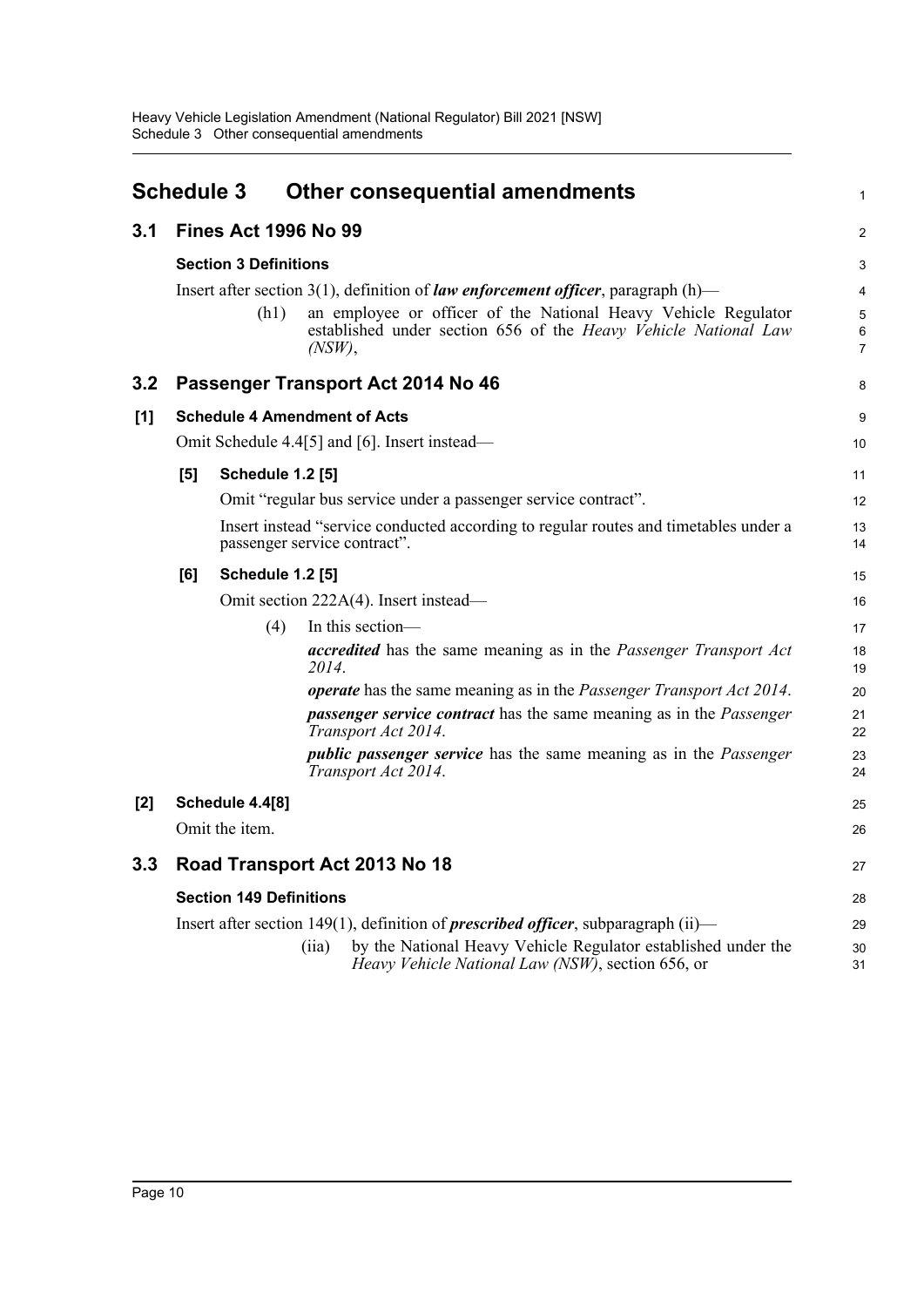## Schedule 3 Other consequential amendments

### 3.1 Fines Act 1996 No 99

**Section 3 Definitions**

Insert after section 3(1), definition of ***law enforcement officer***, paragraph (h)—

(h1) an employee or officer of the National Heavy Vehicle Regulator established under section 656 of the *Heavy Vehicle National Law (NSW)*,

### 3.2 Passenger Transport Act 2014 No 46

**[1] Schedule 4 Amendment of Acts**

Omit Schedule 4.4[5] and [6]. Insert instead—

**[5] Schedule 1.2 [5]**

Omit "regular bus service under a passenger service contract".

Insert instead "service conducted according to regular routes and timetables under a passenger service contract".

**[6] Schedule 1.2 [5]**

Omit section 222A(4). Insert instead—

(4) In this section—

***accredited*** has the same meaning as in the *Passenger Transport Act 2014*.

***operate*** has the same meaning as in the *Passenger Transport Act 2014*.

***passenger service contract*** has the same meaning as in the *Passenger Transport Act 2014*.

***public passenger service*** has the same meaning as in the *Passenger Transport Act 2014*.

**[2] Schedule 4.4[8]**

Omit the item.

### 3.3 Road Transport Act 2013 No 18

**Section 149 Definitions**

Insert after section 149(1), definition of ***prescribed officer***, subparagraph (ii)—

(iia) by the National Heavy Vehicle Regulator established under the *Heavy Vehicle National Law (NSW)*, section 656, or